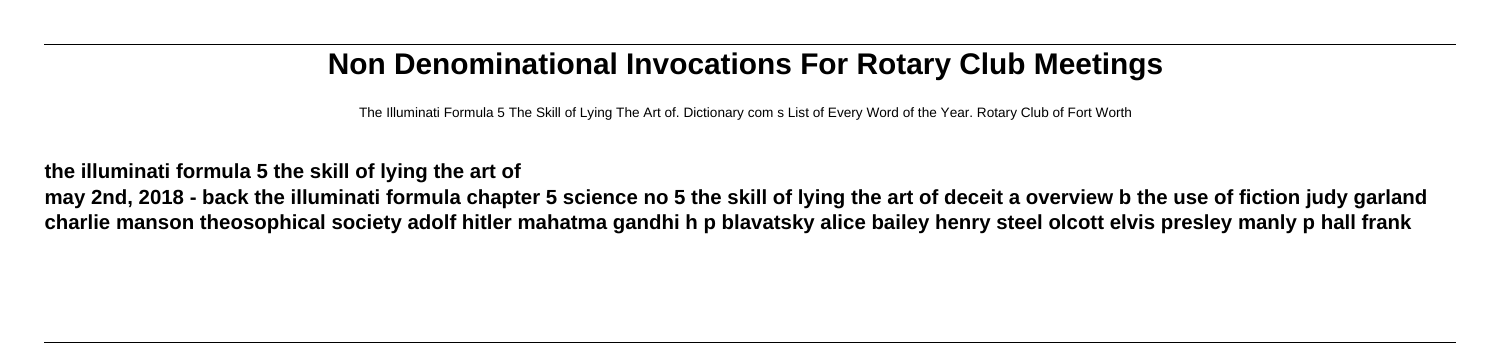# Non Denominational Invocations For Rotary Club Meetings

The Illuminati Formula 5 The Skill of Lying The Art of. Dictionary com s List of Every Word of the Year. Rotary Club of Fort Worth

**the illuminati formula 5 the skill of lying the art of**

**may 2nd, 2018 - back the illuminati formula chapter 5 science no 5 the skill of lying the art of deceit a overview b the use of fiction judy garland charlie manson theosophical society adolf hitler mahatma gandhi h p blavatsky alice bailey henry steel olcott elvis presley manly p hall frank**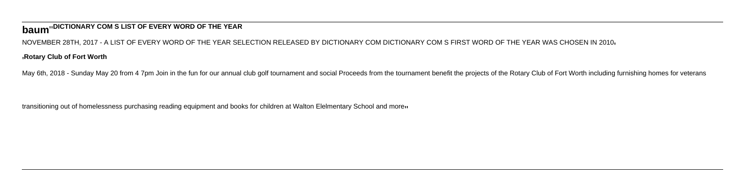**baum**''**DICTIONARY COM S LIST OF EVERY WORD OF THE YEAR**

NOVEMBER 28TH, 2017 - A LIST OF EVERY WORD OF THE YEAR SELECTION RELEASED BY DICTIONARY COM DICTIONARY COM S FIRST WORD OF THE YEAR WAS CHOSEN IN 2010'

'**Rotary Club of Fort Worth**

May 6th, 2018 - Sunday May 20 from 4 7pm Join in the fun for our annual club golf tournament and social Proceeds from the tournament benefit the projects of the Rotary Club of Fort Worth including furnishing homes for veterans transitioning out of homelessness purchasing reading equipment and books for children at Walton Elelmentary School and more''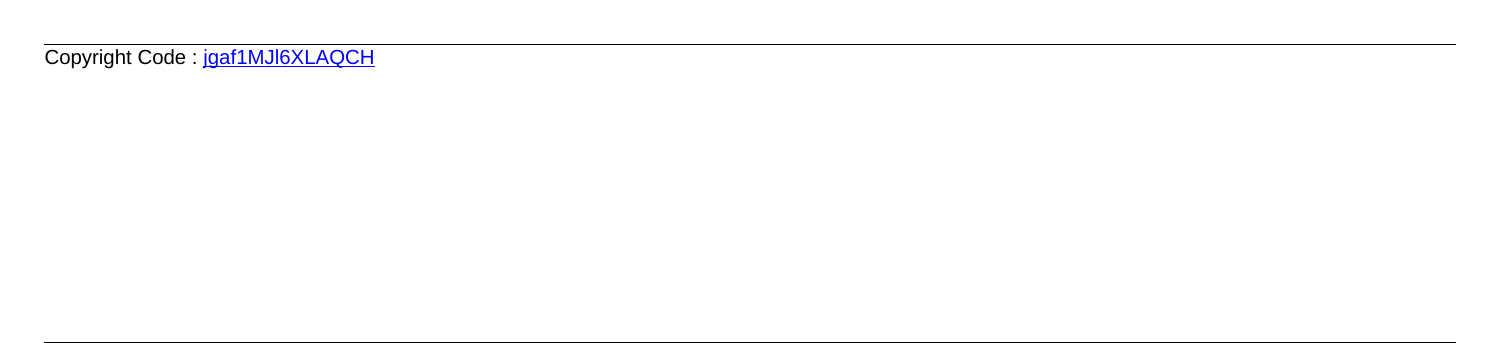Copyright Code : [jgaf1MJl6XLAQCH]